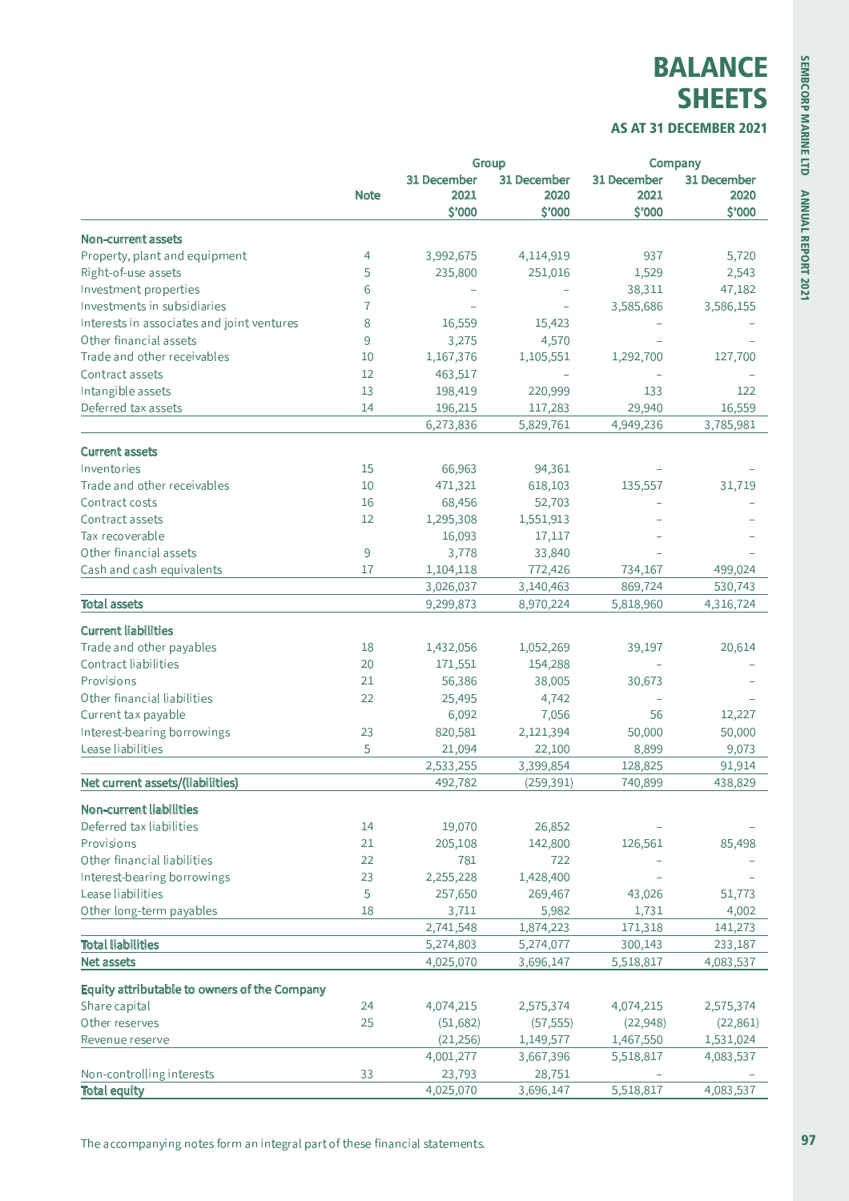# BALANCE SHEETS

### AS AT 31 DECEMBER 2021

| | Note | Group | | Company | |
|---|---|---|---|---|---|
| | | 31 December 2021 $'000 | 31 December 2020 $'000 | 31 December 2021 $'000 | 31 December 2020 $'000 |
| **Non-current assets** | | | | | |
| Property, plant and equipment | 4 | 3,992,675 | 4,114,919 | 937 | 5,720 |
| Right-of-use assets | 5 | 235,800 | 251,016 | 1,529 | 2,543 |
| Investment properties | 6 | – | – | 38,311 | 47,182 |
| Investments in subsidiaries | 7 | – | – | 3,585,686 | 3,586,155 |
| Interests in associates and joint ventures | 8 | 16,559 | 15,423 | – | – |
| Other financial assets | 9 | 3,275 | 4,570 | – | – |
| Trade and other receivables | 10 | 1,167,376 | 1,105,551 | 1,292,700 | 127,700 |
| Contract assets | 12 | 463,517 | – | – | – |
| Intangible assets | 13 | 198,419 | 220,999 | 133 | 122 |
| Deferred tax assets | 14 | 196,215 | 117,283 | 29,940 | 16,559 |
| | | 6,273,836 | 5,829,761 | 4,949,236 | 3,785,981 |
| **Current assets** | | | | | |
| Inventories | 15 | 66,963 | 94,361 | – | – |
| Trade and other receivables | 10 | 471,321 | 618,103 | 135,557 | 31,719 |
| Contract costs | 16 | 68,456 | 52,703 | – | – |
| Contract assets | 12 | 1,295,308 | 1,551,913 | – | – |
| Tax recoverable | | 16,093 | 17,117 | – | – |
| Other financial assets | 9 | 3,778 | 33,840 | – | – |
| Cash and cash equivalents | 17 | 1,104,118 | 772,426 | 734,167 | 499,024 |
| | | 3,026,037 | 3,140,463 | 869,724 | 530,743 |
| **Total assets** | | 9,299,873 | 8,970,224 | 5,818,960 | 4,316,724 |
| **Current liabilities** | | | | | |
| Trade and other payables | 18 | 1,432,056 | 1,052,269 | 39,197 | 20,614 |
| Contract liabilities | 20 | 171,551 | 154,288 | – | – |
| Provisions | 21 | 56,386 | 38,005 | 30,673 | – |
| Other financial liabilities | 22 | 25,495 | 4,742 | – | – |
| Current tax payable | | 6,092 | 7,056 | 56 | 12,227 |
| Interest-bearing borrowings | 23 | 820,581 | 2,121,394 | 50,000 | 50,000 |
| Lease liabilities | 5 | 21,094 | 22,100 | 8,899 | 9,073 |
| | | 2,533,255 | 3,399,854 | 128,825 | 91,914 |
| **Net current assets/(liabilities)** | | 492,782 | (259,391) | 740,899 | 438,829 |
| **Non-current liabilities** | | | | | |
| Deferred tax liabilities | 14 | 19,070 | 26,852 | – | – |
| Provisions | 21 | 205,108 | 142,800 | 126,561 | 85,498 |
| Other financial liabilities | 22 | 781 | 722 | – | – |
| Interest-bearing borrowings | 23 | 2,255,228 | 1,428,400 | – | – |
| Lease liabilities | 5 | 257,650 | 269,467 | 43,026 | 51,773 |
| Other long-term payables | 18 | 3,711 | 5,982 | 1,731 | 4,002 |
| | | 2,741,548 | 1,874,223 | 171,318 | 141,273 |
| **Total liabilities** | | 5,274,803 | 5,274,077 | 300,143 | 233,187 |
| **Net assets** | | 4,025,070 | 3,696,147 | 5,518,817 | 4,083,537 |
| **Equity attributable to owners of the Company** | | | | | |
| Share capital | 24 | 4,074,215 | 2,575,374 | 4,074,215 | 2,575,374 |
| Other reserves | 25 | (51,682) | (57,555) | (22,948) | (22,861) |
| Revenue reserve | | (21,256) | 1,149,577 | 1,467,550 | 1,531,024 |
| | | 4,001,277 | 3,667,396 | 5,518,817 | 4,083,537 |
| Non-controlling interests | 33 | 23,793 | 28,751 | – | – |
| **Total equity** | | 4,025,070 | 3,696,147 | 5,518,817 | 4,083,537 |

The accompanying notes form an integral part of these financial statements.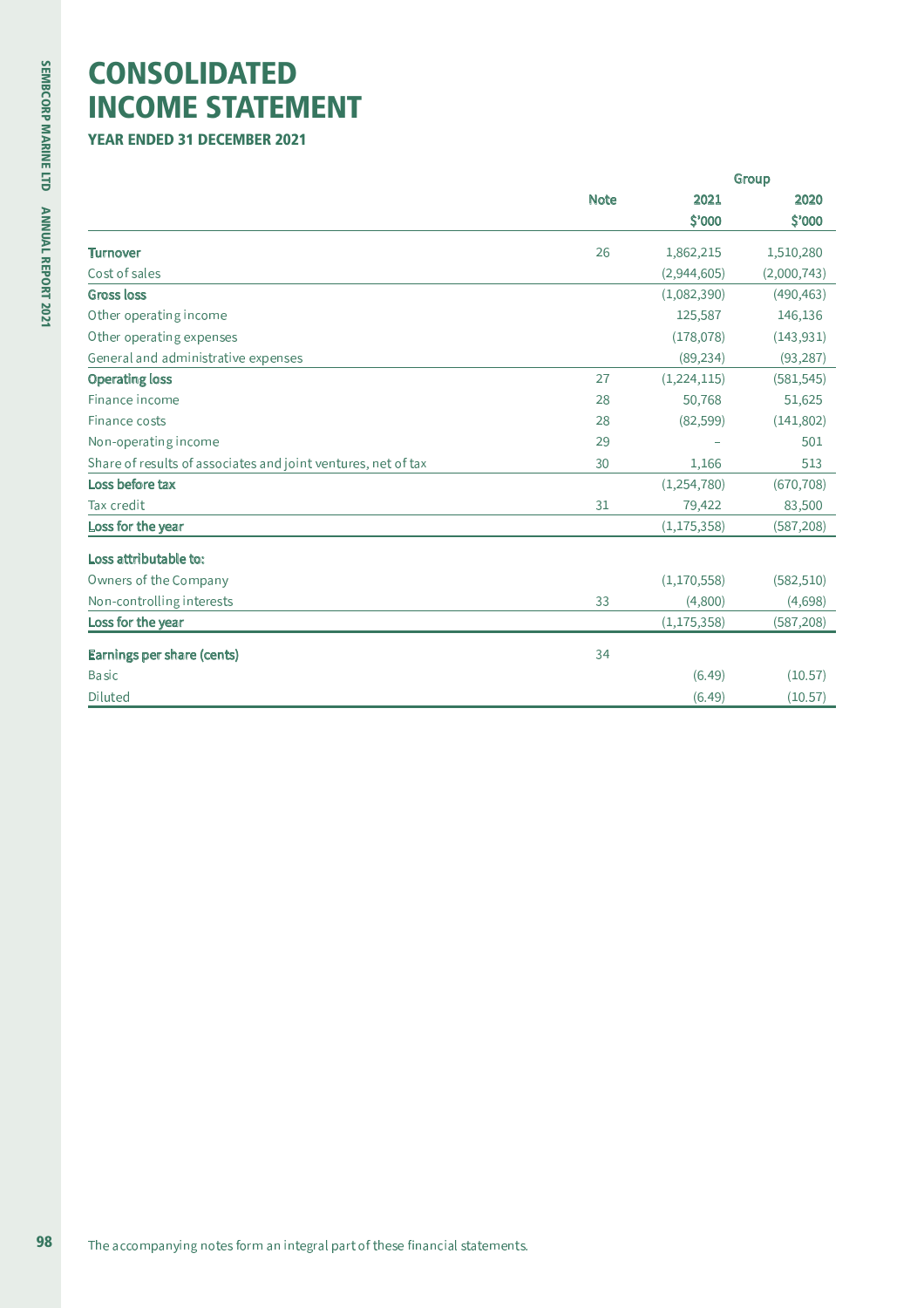# CONSOLIDATED INCOME STATEMENT

### YEAR ENDED 31 DECEMBER 2021

| | Note | Group 2021 $'000 | Group 2020 $'000 |
|---|---|---|---|
| **Turnover** | 26 | 1,862,215 | 1,510,280 |
| Cost of sales | | (2,944,605) | (2,000,743) |
| **Gross loss** | | (1,082,390) | (490,463) |
| Other operating income | | 125,587 | 146,136 |
| Other operating expenses | | (178,078) | (143,931) |
| General and administrative expenses | | (89,234) | (93,287) |
| **Operating loss** | 27 | (1,224,115) | (581,545) |
| Finance income | 28 | 50,768 | 51,625 |
| Finance costs | 28 | (82,599) | (141,802) |
| Non-operating income | 29 | – | 501 |
| Share of results of associates and joint ventures, net of tax | 30 | 1,166 | 513 |
| **Loss before tax** | | (1,254,780) | (670,708) |
| Tax credit | 31 | 79,422 | 83,500 |
| **Loss for the year** | | (1,175,358) | (587,208) |
| **Loss attributable to:** | | | |
| Owners of the Company | | (1,170,558) | (582,510) |
| Non-controlling interests | 33 | (4,800) | (4,698) |
| **Loss for the year** | | (1,175,358) | (587,208) |
| **Earnings per share (cents)** | 34 | | |
| Basic | | (6.49) | (10.57) |
| Diluted | | (6.49) | (10.57) |

The accompanying notes form an integral part of these financial statements.